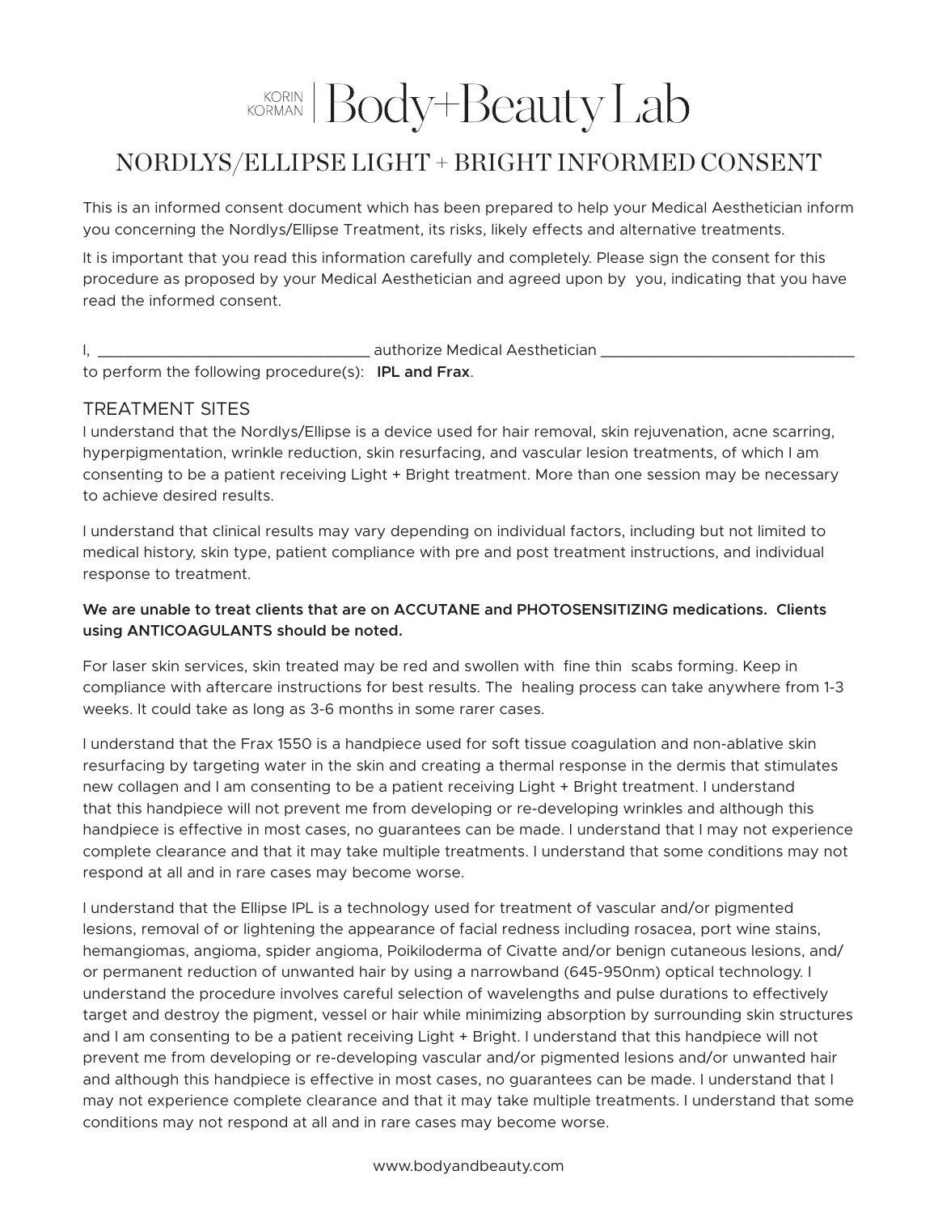# KORIN KORMAN | Body+Beauty Lab

## NORDLYS/ELLIPSE LIGHT + BRIGHT INFORMED CONSENT

This is an informed consent document which has been prepared to help your Medical Aesthetician inform you concerning the Nordlys/Ellipse Treatment, its risks, likely effects and alternative treatments.

It is important that you read this information carefully and completely. Please sign the consent for this procedure as proposed by your Medical Aesthetician and agreed upon by you, indicating that you have read the informed consent.

I, ________________________________ authorize Medical Aesthetician ______________________________ to perform the following procedure(s): **IPL and Frax**.

### TREATMENT SITES

I understand that the Nordlys/Ellipse is a device used for hair removal, skin rejuvenation, acne scarring, hyperpigmentation, wrinkle reduction, skin resurfacing, and vascular lesion treatments, of which I am consenting to be a patient receiving Light + Bright treatment. More than one session may be necessary to achieve desired results.

I understand that clinical results may vary depending on individual factors, including but not limited to medical history, skin type, patient compliance with pre and post treatment instructions, and individual response to treatment.

**We are unable to treat clients that are on ACCUTANE and PHOTOSENSITIZING medications. Clients using ANTICOAGULANTS should be noted.**

For laser skin services, skin treated may be red and swollen with fine thin scabs forming. Keep in compliance with aftercare instructions for best results. The healing process can take anywhere from 1-3 weeks. It could take as long as 3-6 months in some rarer cases.

I understand that the Frax 1550 is a handpiece used for soft tissue coagulation and non-ablative skin resurfacing by targeting water in the skin and creating a thermal response in the dermis that stimulates new collagen and I am consenting to be a patient receiving Light + Bright treatment. I understand that this handpiece will not prevent me from developing or re-developing wrinkles and although this handpiece is effective in most cases, no guarantees can be made. I understand that I may not experience complete clearance and that it may take multiple treatments. I understand that some conditions may not respond at all and in rare cases may become worse.

I understand that the Ellipse IPL is a technology used for treatment of vascular and/or pigmented lesions, removal of or lightening the appearance of facial redness including rosacea, port wine stains, hemangiomas, angioma, spider angioma, Poikiloderma of Civatte and/or benign cutaneous lesions, and/or permanent reduction of unwanted hair by using a narrowband (645-950nm) optical technology. I understand the procedure involves careful selection of wavelengths and pulse durations to effectively target and destroy the pigment, vessel or hair while minimizing absorption by surrounding skin structures and I am consenting to be a patient receiving Light + Bright. I understand that this handpiece will not prevent me from developing or re-developing vascular and/or pigmented lesions and/or unwanted hair and although this handpiece is effective in most cases, no guarantees can be made. I understand that I may not experience complete clearance and that it may take multiple treatments. I understand that some conditions may not respond at all and in rare cases may become worse.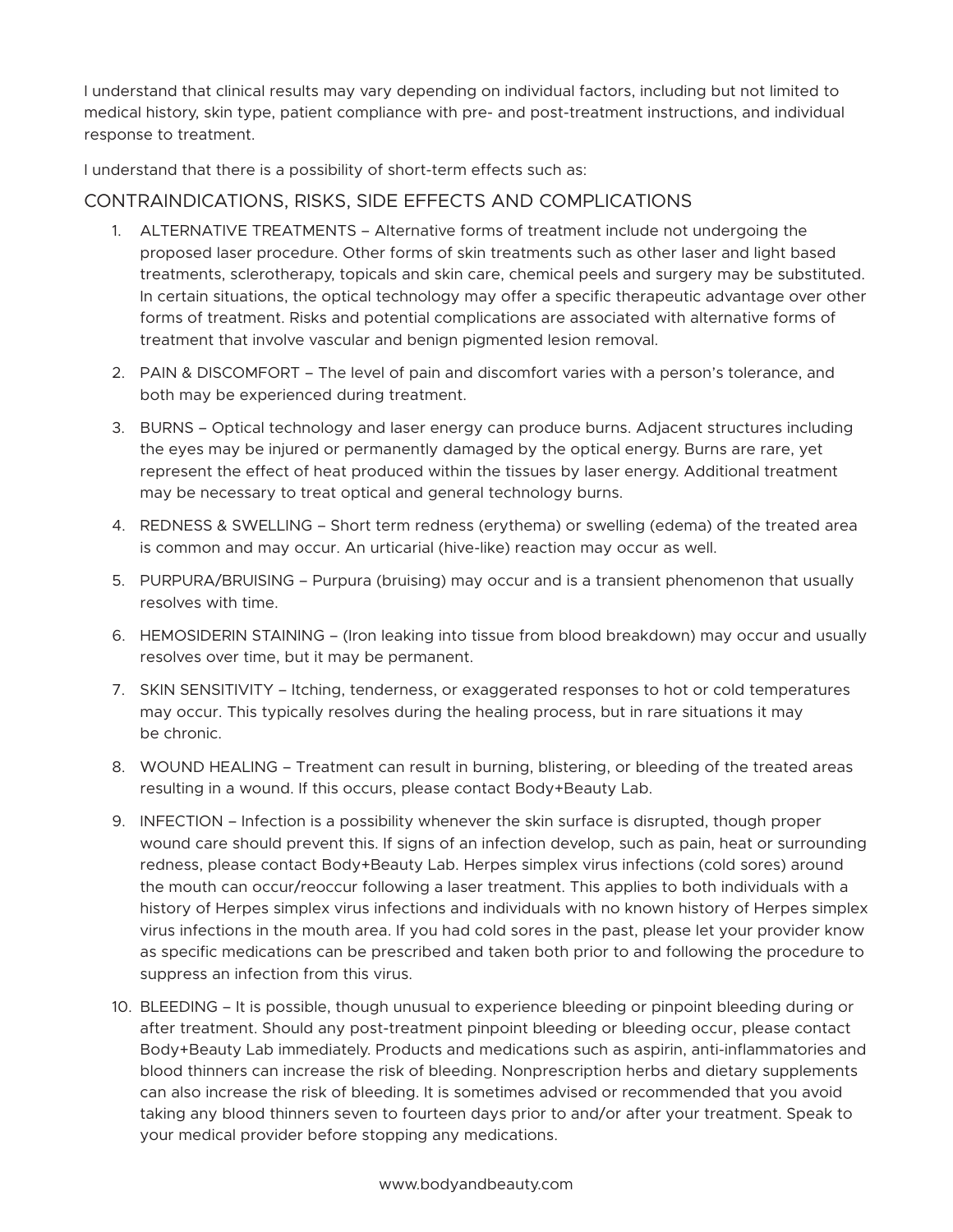I understand that clinical results may vary depending on individual factors, including but not limited to medical history, skin type, patient compliance with pre- and post-treatment instructions, and individual response to treatment.

I understand that there is a possibility of short-term effects such as:

## CONTRAINDICATIONS, RISKS, SIDE EFFECTS AND COMPLICATIONS

1. ALTERNATIVE TREATMENTS – Alternative forms of treatment include not undergoing the proposed laser procedure. Other forms of skin treatments such as other laser and light based treatments, sclerotherapy, topicals and skin care, chemical peels and surgery may be substituted. In certain situations, the optical technology may offer a specific therapeutic advantage over other forms of treatment. Risks and potential complications are associated with alternative forms of treatment that involve vascular and benign pigmented lesion removal.
2. PAIN & DISCOMFORT – The level of pain and discomfort varies with a person's tolerance, and both may be experienced during treatment.
3. BURNS – Optical technology and laser energy can produce burns. Adjacent structures including the eyes may be injured or permanently damaged by the optical energy. Burns are rare, yet represent the effect of heat produced within the tissues by laser energy. Additional treatment may be necessary to treat optical and general technology burns.
4. REDNESS & SWELLING – Short term redness (erythema) or swelling (edema) of the treated area is common and may occur. An urticarial (hive-like) reaction may occur as well.
5. PURPURA/BRUISING – Purpura (bruising) may occur and is a transient phenomenon that usually resolves with time.
6. HEMOSIDERIN STAINING – (Iron leaking into tissue from blood breakdown) may occur and usually resolves over time, but it may be permanent.
7. SKIN SENSITIVITY – Itching, tenderness, or exaggerated responses to hot or cold temperatures may occur. This typically resolves during the healing process, but in rare situations it may be chronic.
8. WOUND HEALING – Treatment can result in burning, blistering, or bleeding of the treated areas resulting in a wound. If this occurs, please contact Body+Beauty Lab.
9. INFECTION – Infection is a possibility whenever the skin surface is disrupted, though proper wound care should prevent this. If signs of an infection develop, such as pain, heat or surrounding redness, please contact Body+Beauty Lab. Herpes simplex virus infections (cold sores) around the mouth can occur/reoccur following a laser treatment. This applies to both individuals with a history of Herpes simplex virus infections and individuals with no known history of Herpes simplex virus infections in the mouth area. If you had cold sores in the past, please let your provider know as specific medications can be prescribed and taken both prior to and following the procedure to suppress an infection from this virus.
10. BLEEDING – It is possible, though unusual to experience bleeding or pinpoint bleeding during or after treatment. Should any post-treatment pinpoint bleeding or bleeding occur, please contact Body+Beauty Lab immediately. Products and medications such as aspirin, anti-inflammatories and blood thinners can increase the risk of bleeding. Nonprescription herbs and dietary supplements can also increase the risk of bleeding. It is sometimes advised or recommended that you avoid taking any blood thinners seven to fourteen days prior to and/or after your treatment. Speak to your medical provider before stopping any medications.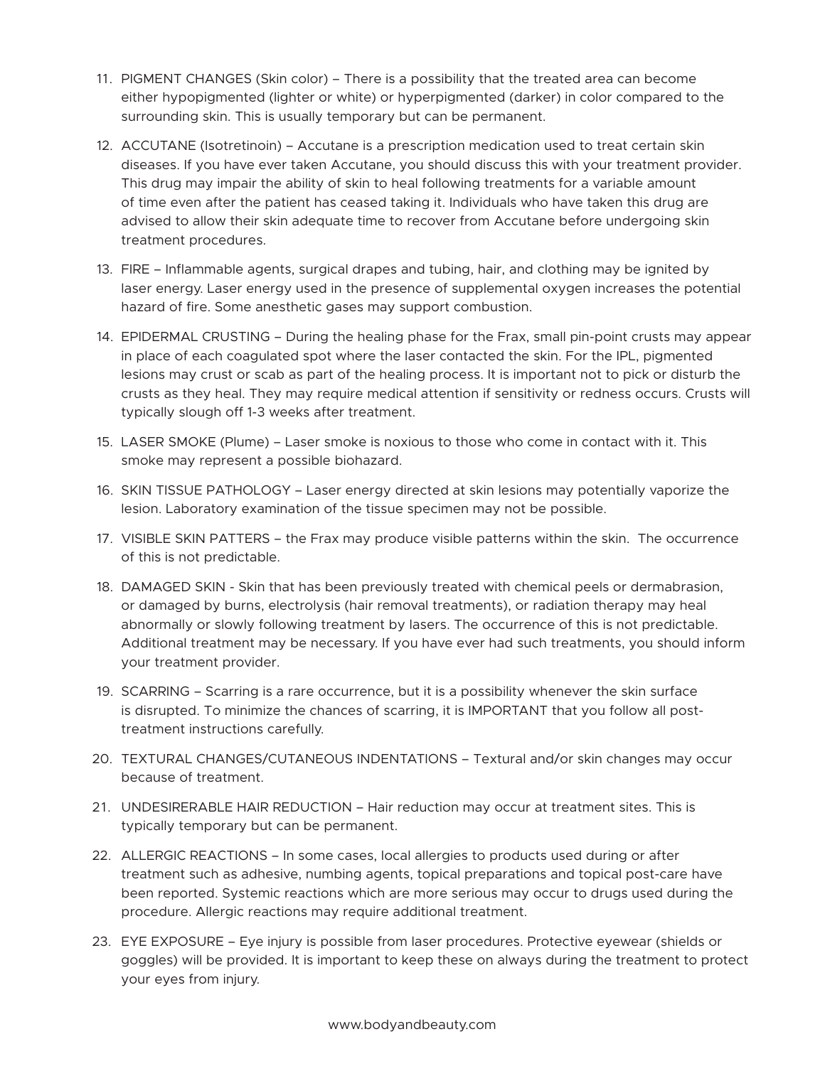11. PIGMENT CHANGES (Skin color) – There is a possibility that the treated area can become either hypopigmented (lighter or white) or hyperpigmented (darker) in color compared to the surrounding skin. This is usually temporary but can be permanent.

12. ACCUTANE (Isotretinoin) – Accutane is a prescription medication used to treat certain skin diseases. If you have ever taken Accutane, you should discuss this with your treatment provider. This drug may impair the ability of skin to heal following treatments for a variable amount of time even after the patient has ceased taking it. Individuals who have taken this drug are advised to allow their skin adequate time to recover from Accutane before undergoing skin treatment procedures.

13. FIRE – Inflammable agents, surgical drapes and tubing, hair, and clothing may be ignited by laser energy. Laser energy used in the presence of supplemental oxygen increases the potential hazard of fire. Some anesthetic gases may support combustion.

14. EPIDERMAL CRUSTING – During the healing phase for the Frax, small pin-point crusts may appear in place of each coagulated spot where the laser contacted the skin. For the IPL, pigmented lesions may crust or scab as part of the healing process. It is important not to pick or disturb the crusts as they heal. They may require medical attention if sensitivity or redness occurs. Crusts will typically slough off 1-3 weeks after treatment.

15. LASER SMOKE (Plume) – Laser smoke is noxious to those who come in contact with it. This smoke may represent a possible biohazard.

16. SKIN TISSUE PATHOLOGY – Laser energy directed at skin lesions may potentially vaporize the lesion. Laboratory examination of the tissue specimen may not be possible.

17. VISIBLE SKIN PATTERS – the Frax may produce visible patterns within the skin. The occurrence of this is not predictable.

18. DAMAGED SKIN - Skin that has been previously treated with chemical peels or dermabrasion, or damaged by burns, electrolysis (hair removal treatments), or radiation therapy may heal abnormally or slowly following treatment by lasers. The occurrence of this is not predictable. Additional treatment may be necessary. If you have ever had such treatments, you should inform your treatment provider.

19. SCARRING – Scarring is a rare occurrence, but it is a possibility whenever the skin surface is disrupted. To minimize the chances of scarring, it is IMPORTANT that you follow all post-treatment instructions carefully.

20. TEXTURAL CHANGES/CUTANEOUS INDENTATIONS – Textural and/or skin changes may occur because of treatment.

21. UNDESIRERABLE HAIR REDUCTION – Hair reduction may occur at treatment sites. This is typically temporary but can be permanent.

22. ALLERGIC REACTIONS – In some cases, local allergies to products used during or after treatment such as adhesive, numbing agents, topical preparations and topical post-care have been reported. Systemic reactions which are more serious may occur to drugs used during the procedure. Allergic reactions may require additional treatment.

23. EYE EXPOSURE – Eye injury is possible from laser procedures. Protective eyewear (shields or goggles) will be provided. It is important to keep these on always during the treatment to protect your eyes from injury.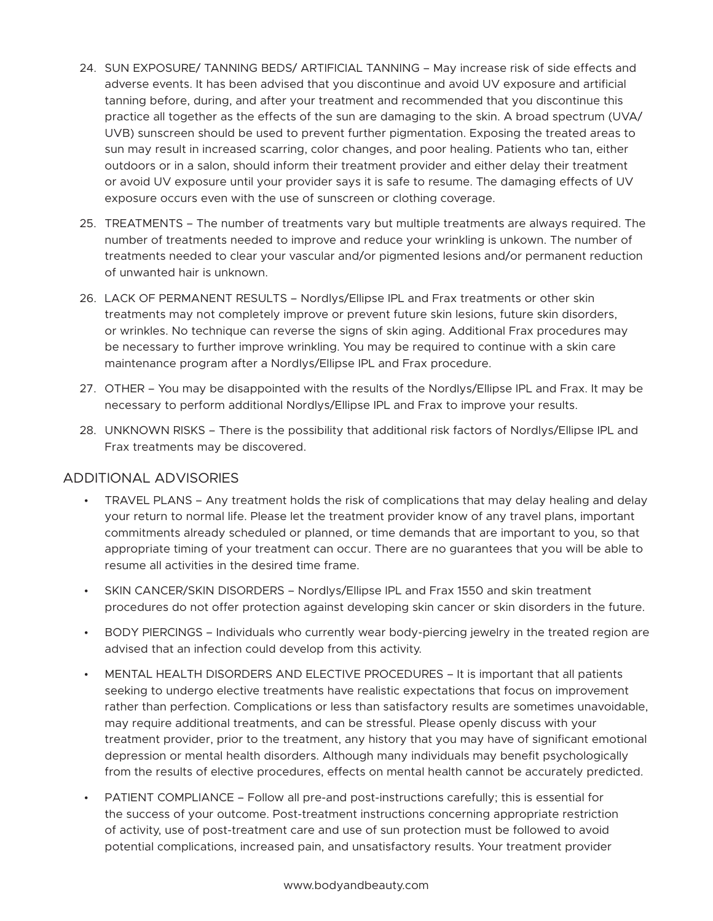24. SUN EXPOSURE/ TANNING BEDS/ ARTIFICIAL TANNING – May increase risk of side effects and adverse events. It has been advised that you discontinue and avoid UV exposure and artificial tanning before, during, and after your treatment and recommended that you discontinue this practice all together as the effects of the sun are damaging to the skin. A broad spectrum (UVA/ UVB) sunscreen should be used to prevent further pigmentation. Exposing the treated areas to sun may result in increased scarring, color changes, and poor healing. Patients who tan, either outdoors or in a salon, should inform their treatment provider and either delay their treatment or avoid UV exposure until your provider says it is safe to resume. The damaging effects of UV exposure occurs even with the use of sunscreen or clothing coverage.

25. TREATMENTS – The number of treatments vary but multiple treatments are always required. The number of treatments needed to improve and reduce your wrinkling is unkown. The number of treatments needed to clear your vascular and/or pigmented lesions and/or permanent reduction of unwanted hair is unknown.

26. LACK OF PERMANENT RESULTS – Nordlys/Ellipse IPL and Frax treatments or other skin treatments may not completely improve or prevent future skin lesions, future skin disorders, or wrinkles. No technique can reverse the signs of skin aging. Additional Frax procedures may be necessary to further improve wrinkling. You may be required to continue with a skin care maintenance program after a Nordlys/Ellipse IPL and Frax procedure.

27. OTHER – You may be disappointed with the results of the Nordlys/Ellipse IPL and Frax. It may be necessary to perform additional Nordlys/Ellipse IPL and Frax to improve your results.

28. UNKNOWN RISKS – There is the possibility that additional risk factors of Nordlys/Ellipse IPL and Frax treatments may be discovered.

## ADDITIONAL ADVISORIES

- TRAVEL PLANS – Any treatment holds the risk of complications that may delay healing and delay your return to normal life. Please let the treatment provider know of any travel plans, important commitments already scheduled or planned, or time demands that are important to you, so that appropriate timing of your treatment can occur. There are no guarantees that you will be able to resume all activities in the desired time frame.

- SKIN CANCER/SKIN DISORDERS – Nordlys/Ellipse IPL and Frax 1550 and skin treatment procedures do not offer protection against developing skin cancer or skin disorders in the future.

- BODY PIERCINGS – Individuals who currently wear body-piercing jewelry in the treated region are advised that an infection could develop from this activity.

- MENTAL HEALTH DISORDERS AND ELECTIVE PROCEDURES – It is important that all patients seeking to undergo elective treatments have realistic expectations that focus on improvement rather than perfection. Complications or less than satisfactory results are sometimes unavoidable, may require additional treatments, and can be stressful. Please openly discuss with your treatment provider, prior to the treatment, any history that you may have of significant emotional depression or mental health disorders. Although many individuals may benefit psychologically from the results of elective procedures, effects on mental health cannot be accurately predicted.

- PATIENT COMPLIANCE – Follow all pre-and post-instructions carefully; this is essential for the success of your outcome. Post-treatment instructions concerning appropriate restriction of activity, use of post-treatment care and use of sun protection must be followed to avoid potential complications, increased pain, and unsatisfactory results. Your treatment provider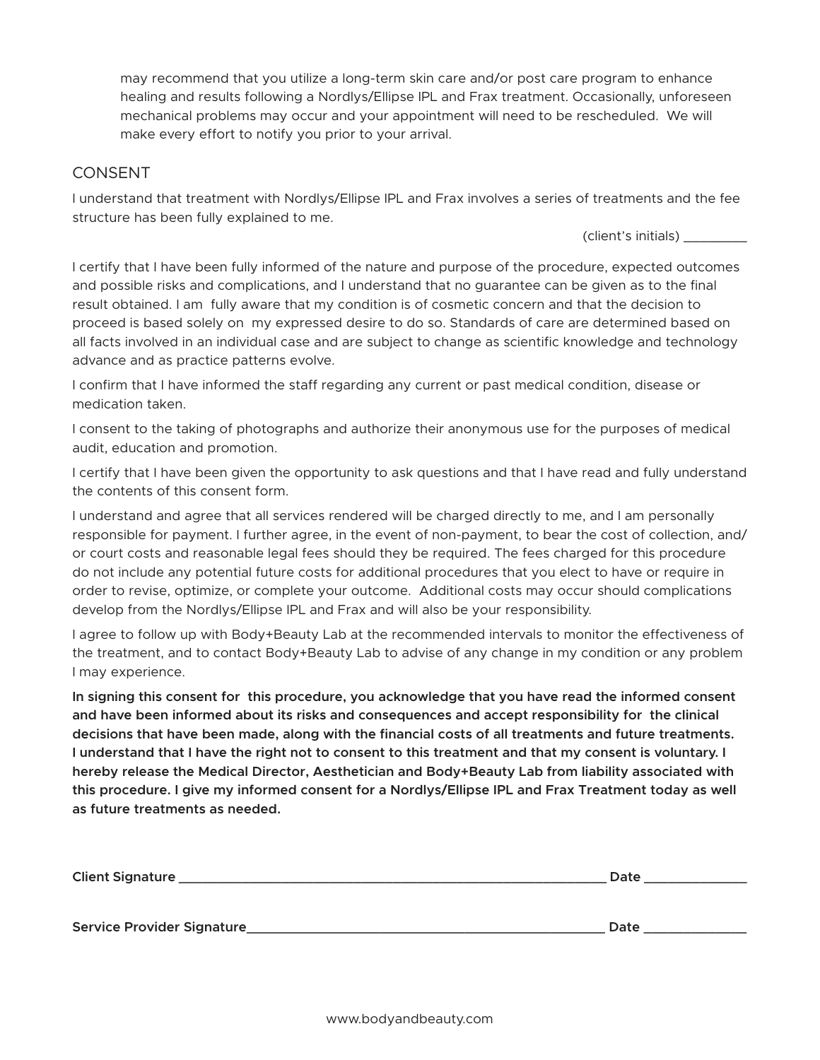may recommend that you utilize a long-term skin care and/or post care program to enhance healing and results following a Nordlys/Ellipse IPL and Frax treatment. Occasionally, unforeseen mechanical problems may occur and your appointment will need to be rescheduled. We will make every effort to notify you prior to your arrival.

## CONSENT

I understand that treatment with Nordlys/Ellipse IPL and Frax involves a series of treatments and the fee structure has been fully explained to me.

(client's initials) _________

I certify that I have been fully informed of the nature and purpose of the procedure, expected outcomes and possible risks and complications, and I understand that no guarantee can be given as to the final result obtained. I am fully aware that my condition is of cosmetic concern and that the decision to proceed is based solely on my expressed desire to do so. Standards of care are determined based on all facts involved in an individual case and are subject to change as scientific knowledge and technology advance and as practice patterns evolve.

I confirm that I have informed the staff regarding any current or past medical condition, disease or medication taken.

I consent to the taking of photographs and authorize their anonymous use for the purposes of medical audit, education and promotion.

I certify that I have been given the opportunity to ask questions and that I have read and fully understand the contents of this consent form.

I understand and agree that all services rendered will be charged directly to me, and I am personally responsible for payment. I further agree, in the event of non-payment, to bear the cost of collection, and/or court costs and reasonable legal fees should they be required. The fees charged for this procedure do not include any potential future costs for additional procedures that you elect to have or require in order to revise, optimize, or complete your outcome. Additional costs may occur should complications develop from the Nordlys/Ellipse IPL and Frax and will also be your responsibility.

I agree to follow up with Body+Beauty Lab at the recommended intervals to monitor the effectiveness of the treatment, and to contact Body+Beauty Lab to advise of any change in my condition or any problem I may experience.

**In signing this consent for this procedure, you acknowledge that you have read the informed consent and have been informed about its risks and consequences and accept responsibility for the clinical decisions that have been made, along with the financial costs of all treatments and future treatments. I understand that I have the right not to consent to this treatment and that my consent is voluntary. I hereby release the Medical Director, Aesthetician and Body+Beauty Lab from liability associated with this procedure. I give my informed consent for a Nordlys/Ellipse IPL and Frax Treatment today as well as future treatments as needed.**

**Client Signature** ______________________________________________ **Date** ____________

**Service Provider Signature** ______________________________________ **Date** ____________

www.bodyandbeauty.com